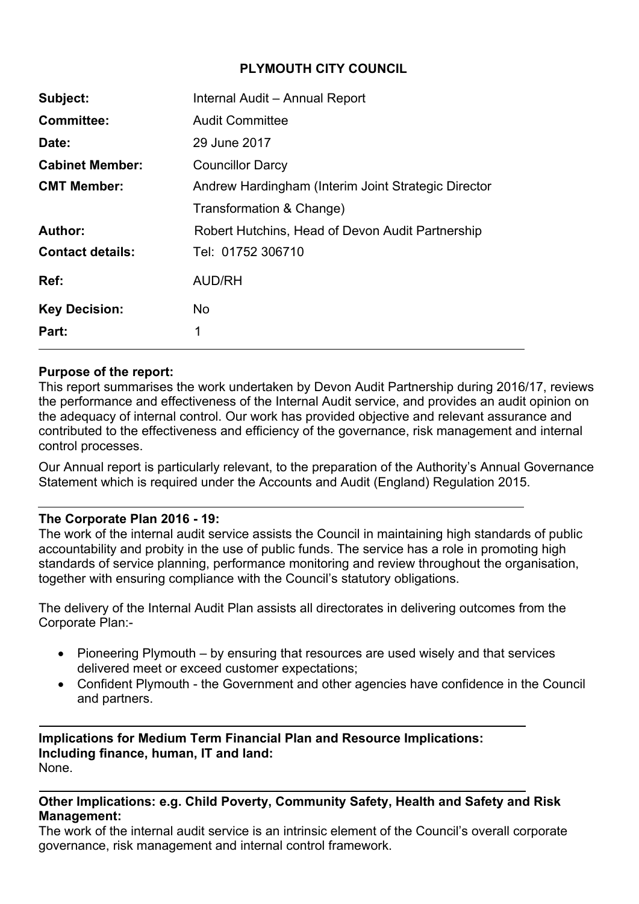**PLYMOUTH CITY COUNCIL**

| | |
|---|---|
| **Subject:** | Internal Audit – Annual Report |
| **Committee:** | Audit Committee |
| **Date:** | 29 June 2017 |
| **Cabinet Member:** | Councillor Darcy |
| **CMT Member:** | Andrew Hardingham (Interim Joint Strategic Director Transformation & Change) |
| **Author:** | Robert Hutchins, Head of Devon Audit Partnership |
| **Contact details:** | Tel: 01752 306710 |
| **Ref:** | AUD/RH |
| **Key Decision:** | No |
| **Part:** | 1 |

---

**Purpose of the report:**

This report summarises the work undertaken by Devon Audit Partnership during 2016/17, reviews the performance and effectiveness of the Internal Audit service, and provides an audit opinion on the adequacy of internal control. Our work has provided objective and relevant assurance and contributed to the effectiveness and efficiency of the governance, risk management and internal control processes.

Our Annual report is particularly relevant, to the preparation of the Authority's Annual Governance Statement which is required under the Accounts and Audit (England) Regulation 2015.

---

**The Corporate Plan 2016 - 19:**

The work of the internal audit service assists the Council in maintaining high standards of public accountability and probity in the use of public funds. The service has a role in promoting high standards of service planning, performance monitoring and review throughout the organisation, together with ensuring compliance with the Council's statutory obligations.

The delivery of the Internal Audit Plan assists all directorates in delivering outcomes from the Corporate Plan:-

- Pioneering Plymouth – by ensuring that resources are used wisely and that services delivered meet or exceed customer expectations;
- Confident Plymouth - the Government and other agencies have confidence in the Council and partners.

---

**Implications for Medium Term Financial Plan and Resource Implications: Including finance, human, IT and land:**

None.

---

**Other Implications: e.g. Child Poverty, Community Safety, Health and Safety and Risk Management:**

The work of the internal audit service is an intrinsic element of the Council's overall corporate governance, risk management and internal control framework.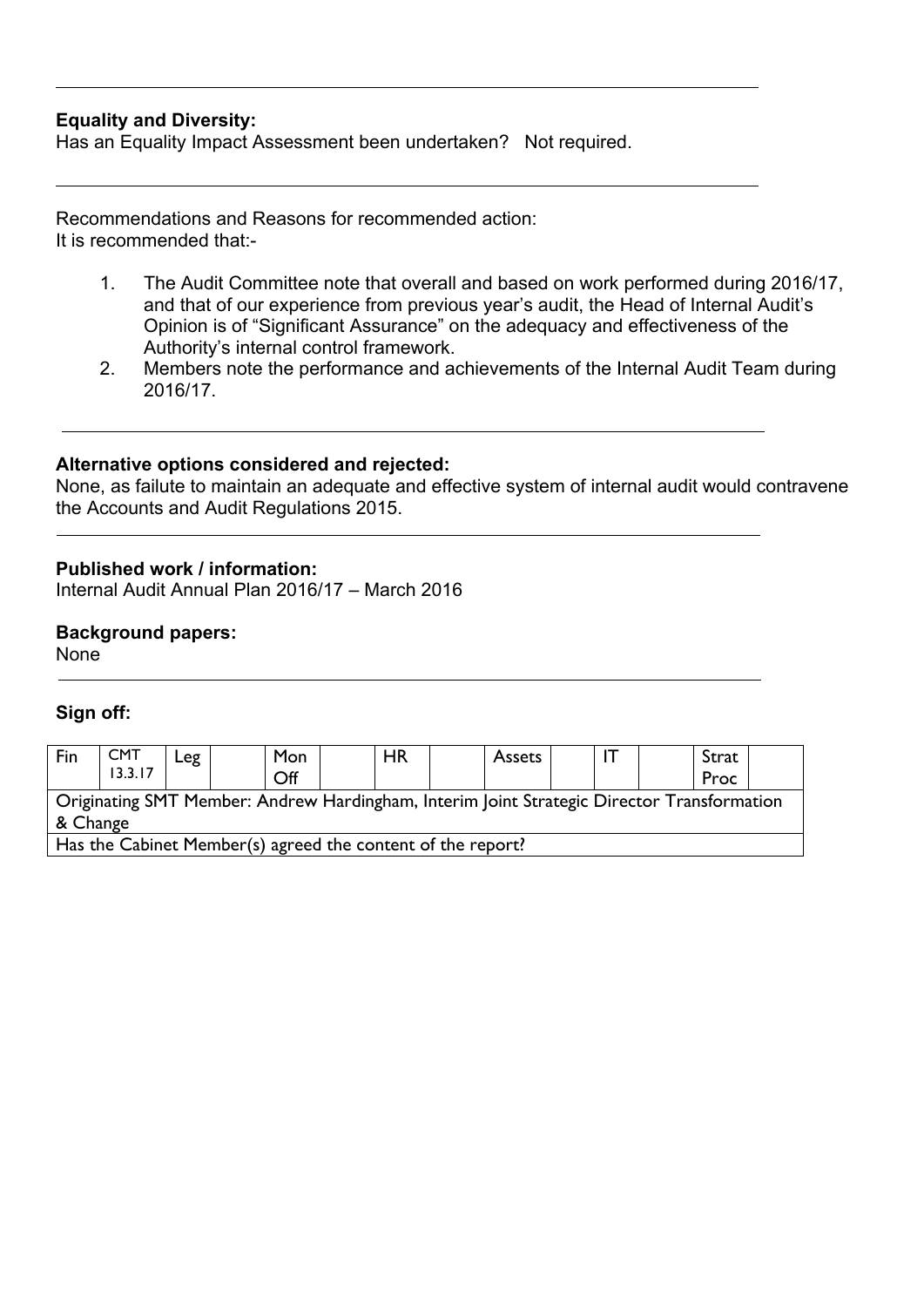**Equality and Diversity:**
Has an Equality Impact Assessment been undertaken? Not required.

---

Recommendations and Reasons for recommended action:
It is recommended that:-

1. The Audit Committee note that overall and based on work performed during 2016/17, and that of our experience from previous year's audit, the Head of Internal Audit's Opinion is of "Significant Assurance" on the adequacy and effectiveness of the Authority's internal control framework.
2. Members note the performance and achievements of the Internal Audit Team during 2016/17.

---

**Alternative options considered and rejected:**
None, as failute to maintain an adequate and effective system of internal audit would contravene the Accounts and Audit Regulations 2015.

---

**Published work / information:**
Internal Audit Annual Plan 2016/17 – March 2016

**Background papers:**
None

---

**Sign off:**

| | | | | | | | | | | | | | |
|---|---|---|---|---|---|---|---|---|---|---|---|---|---|
| Fin | CMT 13.3.17 | Leg | | Mon Off | | HR | | Assets | | IT | | Strat Proc | |
| Originating SMT Member: Andrew Hardingham, Interim Joint Strategic Director Transformation & Change | | | | | | | | | | | | | |
| Has the Cabinet Member(s) agreed the content of the report? | | | | | | | | | | | | | |